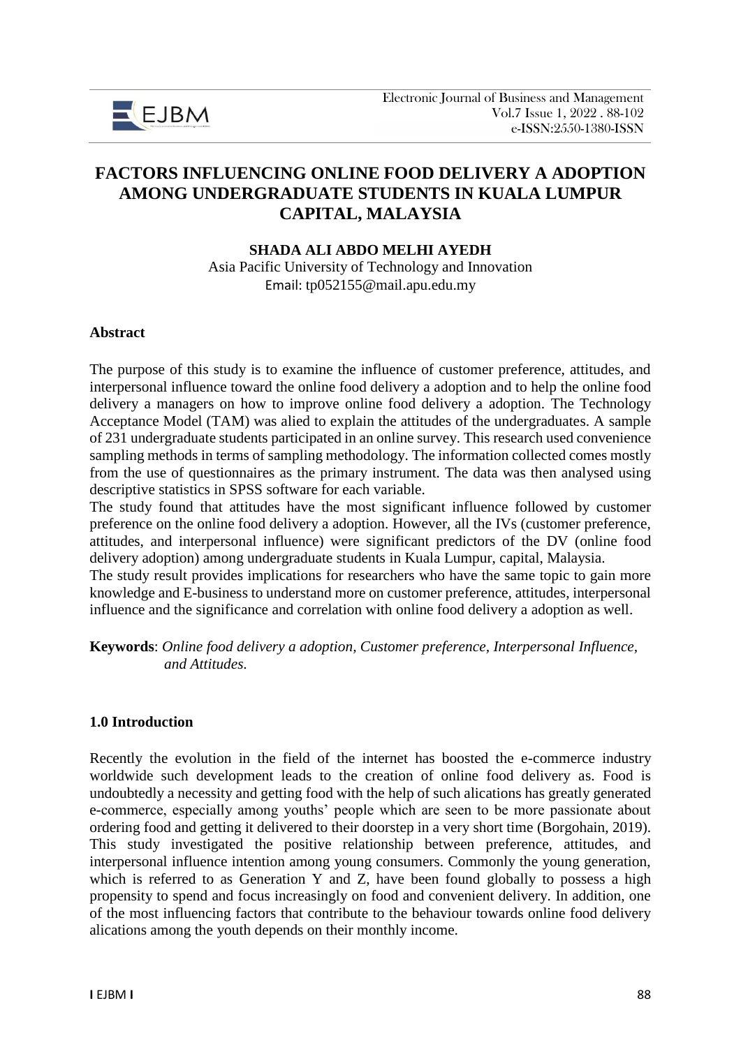# FACTORS INFLUENCING ONLINE FOOD DELIVERY A ADOPTION AMONG UNDERGRADUATE STUDENTS IN KUALA LUMPUR CAPITAL, MALAYSIA

**SHADA ALI ABDO MELHI AYEDH**

Asia Pacific University of Technology and Innovation

Email: tp052155@mail.apu.edu.my

## Abstract

The purpose of this study is to examine the influence of customer preference, attitudes, and interpersonal influence toward the online food delivery a adoption and to help the online food delivery a managers on how to improve online food delivery a adoption. The Technology Acceptance Model (TAM) was alied to explain the attitudes of the undergraduates. A sample of 231 undergraduate students participated in an online survey. This research used convenience sampling methods in terms of sampling methodology. The information collected comes mostly from the use of questionnaires as the primary instrument. The data was then analysed using descriptive statistics in SPSS software for each variable.

The study found that attitudes have the most significant influence followed by customer preference on the online food delivery a adoption. However, all the IVs (customer preference, attitudes, and interpersonal influence) were significant predictors of the DV (online food delivery adoption) among undergraduate students in Kuala Lumpur, capital, Malaysia.

The study result provides implications for researchers who have the same topic to gain more knowledge and E-business to understand more on customer preference, attitudes, interpersonal influence and the significance and correlation with online food delivery a adoption as well.

**Keywords**: *Online food delivery a adoption, Customer preference, Interpersonal Influence, and Attitudes.*

## 1.0 Introduction

Recently the evolution in the field of the internet has boosted the e-commerce industry worldwide such development leads to the creation of online food delivery as. Food is undoubtedly a necessity and getting food with the help of such alications has greatly generated e-commerce, especially among youths' people which are seen to be more passionate about ordering food and getting it delivered to their doorstep in a very short time (Borgohain, 2019). This study investigated the positive relationship between preference, attitudes, and interpersonal influence intention among young consumers. Commonly the young generation, which is referred to as Generation Y and Z, have been found globally to possess a high propensity to spend and focus increasingly on food and convenient delivery. In addition, one of the most influencing factors that contribute to the behaviour towards online food delivery alications among the youth depends on their monthly income.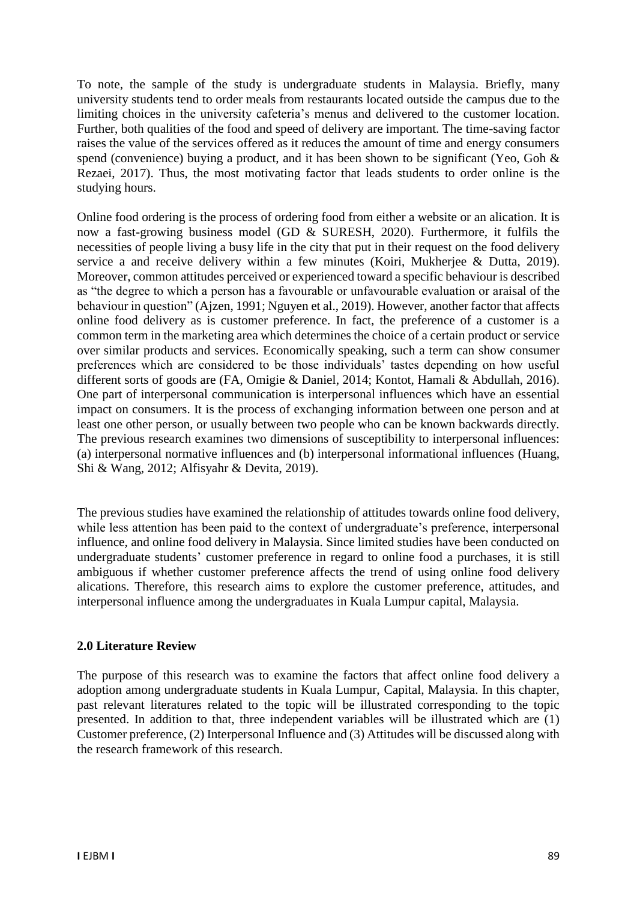To note, the sample of the study is undergraduate students in Malaysia. Briefly, many university students tend to order meals from restaurants located outside the campus due to the limiting choices in the university cafeteria's menus and delivered to the customer location. Further, both qualities of the food and speed of delivery are important. The time-saving factor raises the value of the services offered as it reduces the amount of time and energy consumers spend (convenience) buying a product, and it has been shown to be significant (Yeo, Goh & Rezaei, 2017). Thus, the most motivating factor that leads students to order online is the studying hours.

Online food ordering is the process of ordering food from either a website or an alication. It is now a fast-growing business model (GD & SURESH, 2020). Furthermore, it fulfils the necessities of people living a busy life in the city that put in their request on the food delivery service a and receive delivery within a few minutes (Koiri, Mukherjee & Dutta, 2019). Moreover, common attitudes perceived or experienced toward a specific behaviour is described as "the degree to which a person has a favourable or unfavourable evaluation or araisal of the behaviour in question" (Ajzen, 1991; Nguyen et al., 2019). However, another factor that affects online food delivery as is customer preference. In fact, the preference of a customer is a common term in the marketing area which determines the choice of a certain product or service over similar products and services. Economically speaking, such a term can show consumer preferences which are considered to be those individuals' tastes depending on how useful different sorts of goods are (FA, Omigie & Daniel, 2014; Kontot, Hamali & Abdullah, 2016). One part of interpersonal communication is interpersonal influences which have an essential impact on consumers. It is the process of exchanging information between one person and at least one other person, or usually between two people who can be known backwards directly. The previous research examines two dimensions of susceptibility to interpersonal influences: (a) interpersonal normative influences and (b) interpersonal informational influences (Huang, Shi & Wang, 2012; Alfisyahr & Devita, 2019).

The previous studies have examined the relationship of attitudes towards online food delivery, while less attention has been paid to the context of undergraduate's preference, interpersonal influence, and online food delivery in Malaysia. Since limited studies have been conducted on undergraduate students' customer preference in regard to online food a purchases, it is still ambiguous if whether customer preference affects the trend of using online food delivery alications. Therefore, this research aims to explore the customer preference, attitudes, and interpersonal influence among the undergraduates in Kuala Lumpur capital, Malaysia.

## 2.0 Literature Review

The purpose of this research was to examine the factors that affect online food delivery a adoption among undergraduate students in Kuala Lumpur, Capital, Malaysia. In this chapter, past relevant literatures related to the topic will be illustrated corresponding to the topic presented. In addition to that, three independent variables will be illustrated which are (1) Customer preference, (2) Interpersonal Influence and (3) Attitudes will be discussed along with the research framework of this research.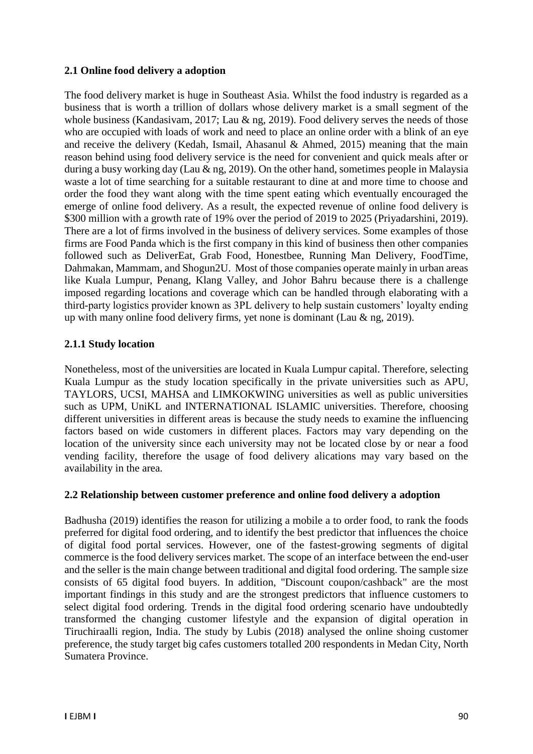### 2.1 Online food delivery a adoption

The food delivery market is huge in Southeast Asia. Whilst the food industry is regarded as a business that is worth a trillion of dollars whose delivery market is a small segment of the whole business (Kandasivam, 2017; Lau & ng, 2019). Food delivery serves the needs of those who are occupied with loads of work and need to place an online order with a blink of an eye and receive the delivery (Kedah, Ismail, Ahasanul & Ahmed, 2015) meaning that the main reason behind using food delivery service is the need for convenient and quick meals after or during a busy working day (Lau & ng, 2019). On the other hand, sometimes people in Malaysia waste a lot of time searching for a suitable restaurant to dine at and more time to choose and order the food they want along with the time spent eating which eventually encouraged the emerge of online food delivery. As a result, the expected revenue of online food delivery is \$300 million with a growth rate of 19% over the period of 2019 to 2025 (Priyadarshini, 2019). There are a lot of firms involved in the business of delivery services. Some examples of those firms are Food Panda which is the first company in this kind of business then other companies followed such as DeliverEat, Grab Food, Honestbee, Running Man Delivery, FoodTime, Dahmakan, Mammam, and Shogun2U. Most of those companies operate mainly in urban areas like Kuala Lumpur, Penang, Klang Valley, and Johor Bahru because there is a challenge imposed regarding locations and coverage which can be handled through elaborating with a third-party logistics provider known as 3PL delivery to help sustain customers' loyalty ending up with many online food delivery firms, yet none is dominant (Lau & ng, 2019).

#### 2.1.1 Study location

Nonetheless, most of the universities are located in Kuala Lumpur capital. Therefore, selecting Kuala Lumpur as the study location specifically in the private universities such as APU, TAYLORS, UCSI, MAHSA and LIMKOKWING universities as well as public universities such as UPM, UniKL and INTERNATIONAL ISLAMIC universities. Therefore, choosing different universities in different areas is because the study needs to examine the influencing factors based on wide customers in different places. Factors may vary depending on the location of the university since each university may not be located close by or near a food vending facility, therefore the usage of food delivery alications may vary based on the availability in the area.

### 2.2 Relationship between customer preference and online food delivery a adoption

Badhusha (2019) identifies the reason for utilizing a mobile a to order food, to rank the foods preferred for digital food ordering, and to identify the best predictor that influences the choice of digital food portal services. However, one of the fastest-growing segments of digital commerce is the food delivery services market. The scope of an interface between the end-user and the seller is the main change between traditional and digital food ordering. The sample size consists of 65 digital food buyers. In addition, "Discount coupon/cashback" are the most important findings in this study and are the strongest predictors that influence customers to select digital food ordering. Trends in the digital food ordering scenario have undoubtedly transformed the changing customer lifestyle and the expansion of digital operation in Tiruchiraalli region, India. The study by Lubis (2018) analysed the online shoing customer preference, the study target big cafes customers totalled 200 respondents in Medan City, North Sumatera Province.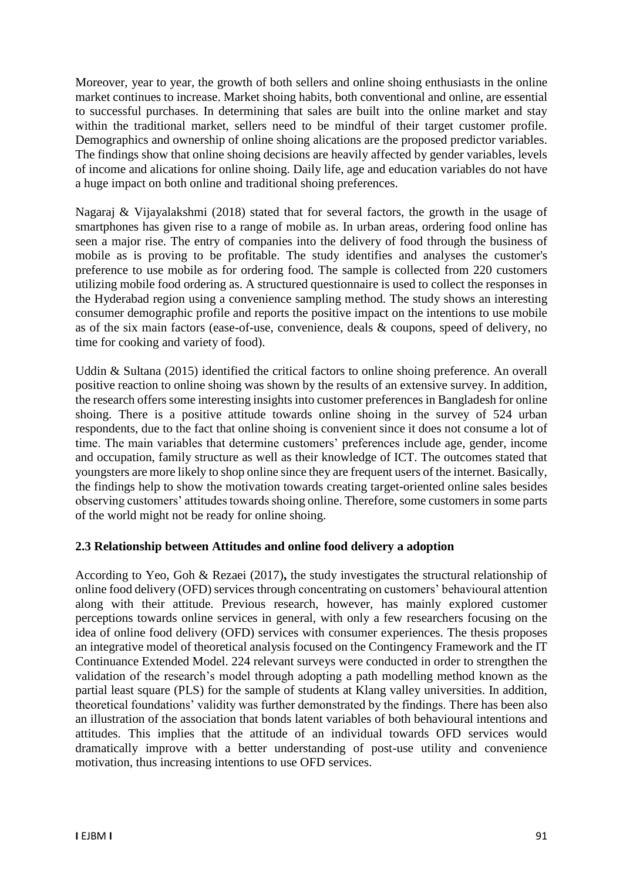Moreover, year to year, the growth of both sellers and online shoing enthusiasts in the online market continues to increase. Market shoing habits, both conventional and online, are essential to successful purchases. In determining that sales are built into the online market and stay within the traditional market, sellers need to be mindful of their target customer profile. Demographics and ownership of online shoing alications are the proposed predictor variables. The findings show that online shoing decisions are heavily affected by gender variables, levels of income and alications for online shoing. Daily life, age and education variables do not have a huge impact on both online and traditional shoing preferences.

Nagaraj & Vijayalakshmi (2018) stated that for several factors, the growth in the usage of smartphones has given rise to a range of mobile as. In urban areas, ordering food online has seen a major rise. The entry of companies into the delivery of food through the business of mobile as is proving to be profitable. The study identifies and analyses the customer's preference to use mobile as for ordering food. The sample is collected from 220 customers utilizing mobile food ordering as. A structured questionnaire is used to collect the responses in the Hyderabad region using a convenience sampling method. The study shows an interesting consumer demographic profile and reports the positive impact on the intentions to use mobile as of the six main factors (ease-of-use, convenience, deals & coupons, speed of delivery, no time for cooking and variety of food).

Uddin & Sultana (2015) identified the critical factors to online shoing preference. An overall positive reaction to online shoing was shown by the results of an extensive survey. In addition, the research offers some interesting insights into customer preferences in Bangladesh for online shoing. There is a positive attitude towards online shoing in the survey of 524 urban respondents, due to the fact that online shoing is convenient since it does not consume a lot of time. The main variables that determine customers' preferences include age, gender, income and occupation, family structure as well as their knowledge of ICT. The outcomes stated that youngsters are more likely to shop online since they are frequent users of the internet. Basically, the findings help to show the motivation towards creating target-oriented online sales besides observing customers' attitudes towards shoing online. Therefore, some customers in some parts of the world might not be ready for online shoing.

### 2.3 Relationship between Attitudes and online food delivery a adoption

According to Yeo, Goh & Rezaei (2017)**,** the study investigates the structural relationship of online food delivery (OFD) services through concentrating on customers' behavioural attention along with their attitude. Previous research, however, has mainly explored customer perceptions towards online services in general, with only a few researchers focusing on the idea of online food delivery (OFD) services with consumer experiences. The thesis proposes an integrative model of theoretical analysis focused on the Contingency Framework and the IT Continuance Extended Model. 224 relevant surveys were conducted in order to strengthen the validation of the research's model through adopting a path modelling method known as the partial least square (PLS) for the sample of students at Klang valley universities. In addition, theoretical foundations' validity was further demonstrated by the findings. There has been also an illustration of the association that bonds latent variables of both behavioural intentions and attitudes. This implies that the attitude of an individual towards OFD services would dramatically improve with a better understanding of post-use utility and convenience motivation, thus increasing intentions to use OFD services.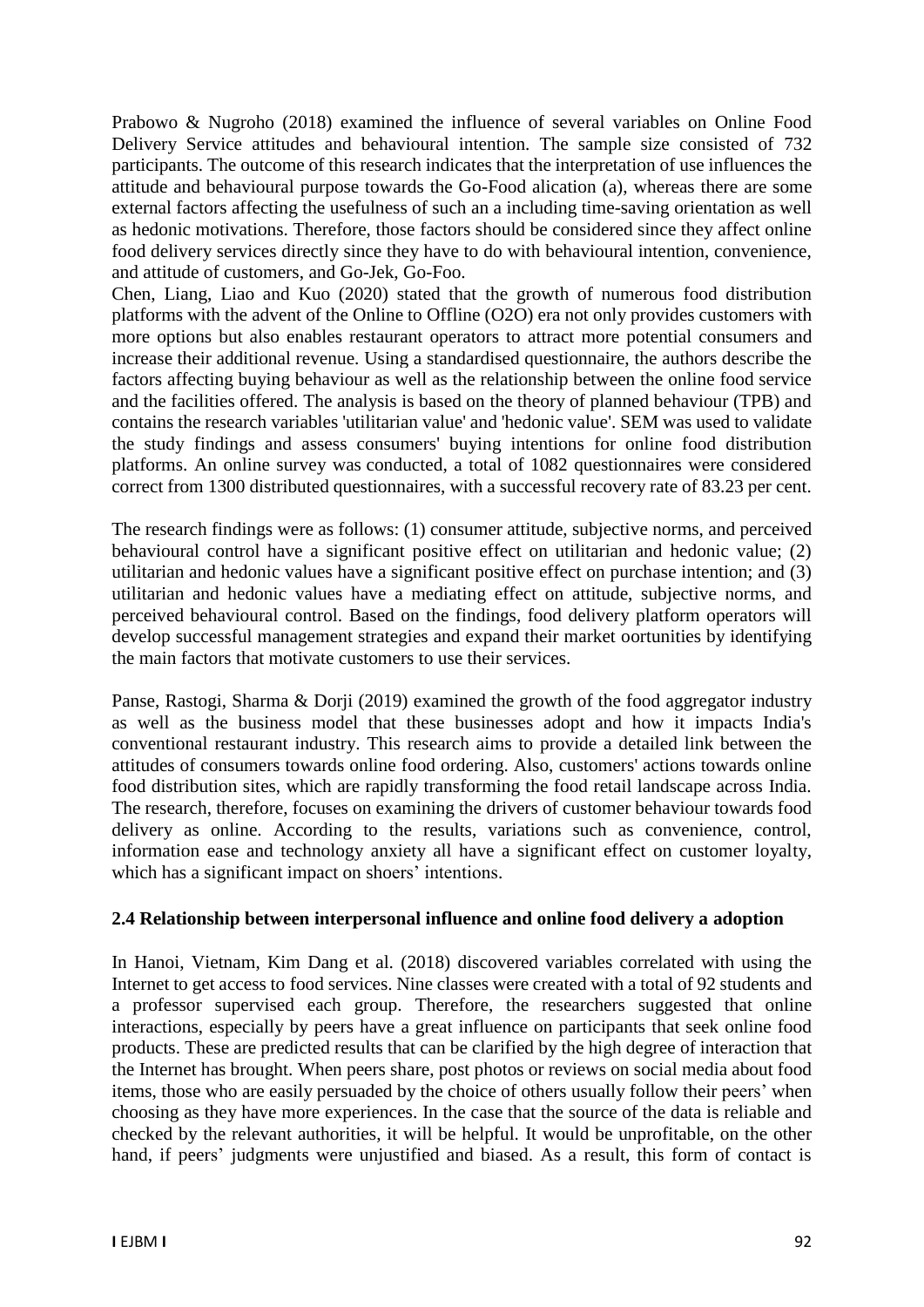Prabowo & Nugroho (2018) examined the influence of several variables on Online Food Delivery Service attitudes and behavioural intention. The sample size consisted of 732 participants. The outcome of this research indicates that the interpretation of use influences the attitude and behavioural purpose towards the Go-Food alication (a), whereas there are some external factors affecting the usefulness of such an a including time-saving orientation as well as hedonic motivations. Therefore, those factors should be considered since they affect online food delivery services directly since they have to do with behavioural intention, convenience, and attitude of customers, and Go-Jek, Go-Foo.

Chen, Liang, Liao and Kuo (2020) stated that the growth of numerous food distribution platforms with the advent of the Online to Offline (O2O) era not only provides customers with more options but also enables restaurant operators to attract more potential consumers and increase their additional revenue. Using a standardised questionnaire, the authors describe the factors affecting buying behaviour as well as the relationship between the online food service and the facilities offered. The analysis is based on the theory of planned behaviour (TPB) and contains the research variables 'utilitarian value' and 'hedonic value'. SEM was used to validate the study findings and assess consumers' buying intentions for online food distribution platforms. An online survey was conducted, a total of 1082 questionnaires were considered correct from 1300 distributed questionnaires, with a successful recovery rate of 83.23 per cent.

The research findings were as follows: (1) consumer attitude, subjective norms, and perceived behavioural control have a significant positive effect on utilitarian and hedonic value; (2) utilitarian and hedonic values have a significant positive effect on purchase intention; and (3) utilitarian and hedonic values have a mediating effect on attitude, subjective norms, and perceived behavioural control. Based on the findings, food delivery platform operators will develop successful management strategies and expand their market oortunities by identifying the main factors that motivate customers to use their services.

Panse, Rastogi, Sharma & Dorji (2019) examined the growth of the food aggregator industry as well as the business model that these businesses adopt and how it impacts India's conventional restaurant industry. This research aims to provide a detailed link between the attitudes of consumers towards online food ordering. Also, customers' actions towards online food distribution sites, which are rapidly transforming the food retail landscape across India. The research, therefore, focuses on examining the drivers of customer behaviour towards food delivery as online. According to the results, variations such as convenience, control, information ease and technology anxiety all have a significant effect on customer loyalty, which has a significant impact on shoers' intentions.

### 2.4 Relationship between interpersonal influence and online food delivery a adoption

In Hanoi, Vietnam, Kim Dang et al. (2018) discovered variables correlated with using the Internet to get access to food services. Nine classes were created with a total of 92 students and a professor supervised each group. Therefore, the researchers suggested that online interactions, especially by peers have a great influence on participants that seek online food products. These are predicted results that can be clarified by the high degree of interaction that the Internet has brought. When peers share, post photos or reviews on social media about food items, those who are easily persuaded by the choice of others usually follow their peers' when choosing as they have more experiences. In the case that the source of the data is reliable and checked by the relevant authorities, it will be helpful. It would be unprofitable, on the other hand, if peers' judgments were unjustified and biased. As a result, this form of contact is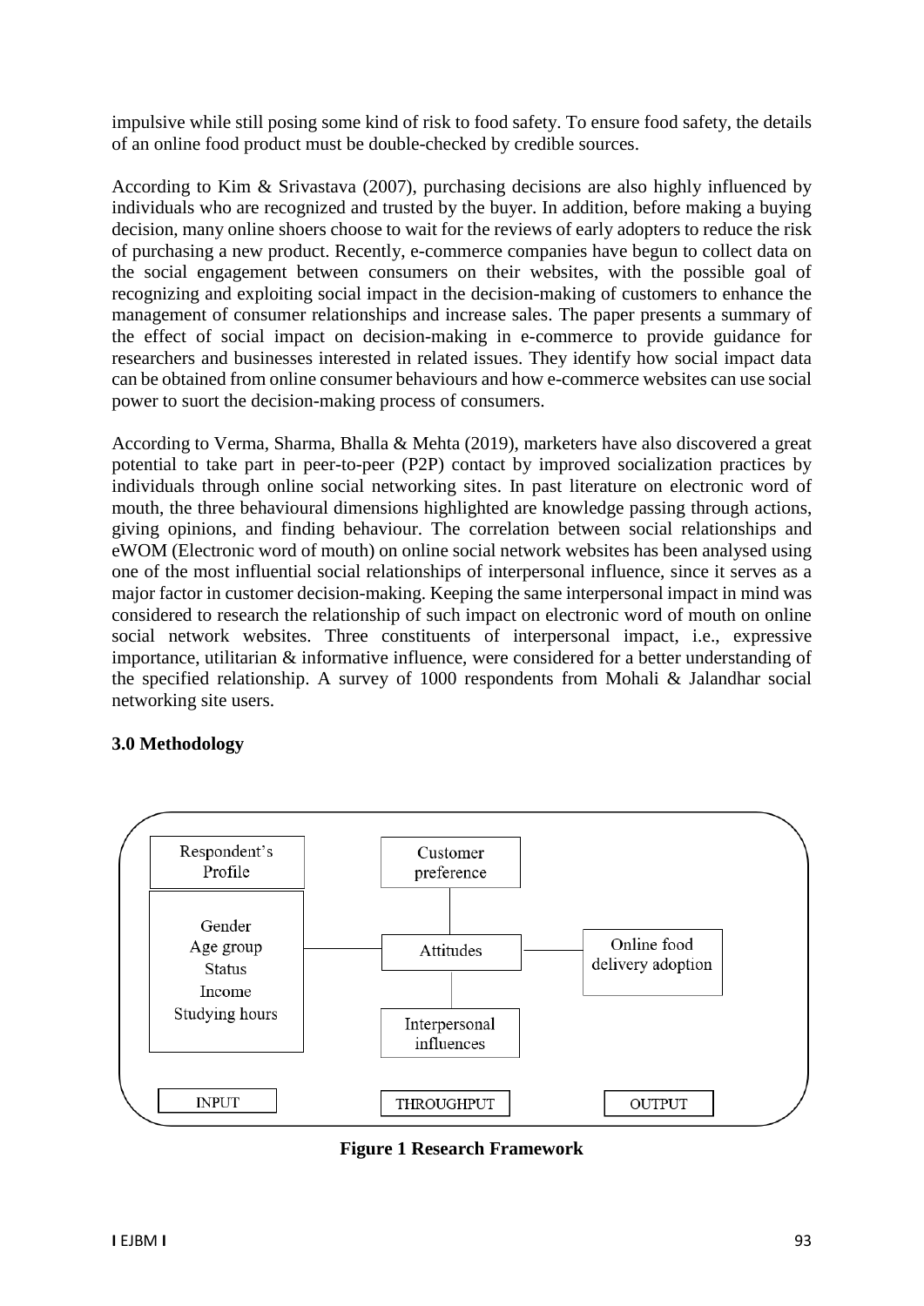impulsive while still posing some kind of risk to food safety. To ensure food safety, the details of an online food product must be double-checked by credible sources.

According to Kim & Srivastava (2007), purchasing decisions are also highly influenced by individuals who are recognized and trusted by the buyer. In addition, before making a buying decision, many online shoers choose to wait for the reviews of early adopters to reduce the risk of purchasing a new product. Recently, e-commerce companies have begun to collect data on the social engagement between consumers on their websites, with the possible goal of recognizing and exploiting social impact in the decision-making of customers to enhance the management of consumer relationships and increase sales. The paper presents a summary of the effect of social impact on decision-making in e-commerce to provide guidance for researchers and businesses interested in related issues. They identify how social impact data can be obtained from online consumer behaviours and how e-commerce websites can use social power to suort the decision-making process of consumers.

According to Verma, Sharma, Bhalla & Mehta (2019), marketers have also discovered a great potential to take part in peer-to-peer (P2P) contact by improved socialization practices by individuals through online social networking sites. In past literature on electronic word of mouth, the three behavioural dimensions highlighted are knowledge passing through actions, giving opinions, and finding behaviour. The correlation between social relationships and eWOM (Electronic word of mouth) on online social network websites has been analysed using one of the most influential social relationships of interpersonal influence, since it serves as a major factor in customer decision-making. Keeping the same interpersonal impact in mind was considered to research the relationship of such impact on electronic word of mouth on online social network websites. Three constituents of interpersonal impact, i.e., expressive importance, utilitarian & informative influence, were considered for a better understanding of the specified relationship. A survey of 1000 respondents from Mohali & Jalandhar social networking site users.

## 3.0 Methodology

| INPUT | THROUGHPUT | OUTPUT |
| --- | --- | --- |
| Respondent's Profile: Gender, Age group, Status, Income, Studying hours | Customer preference; Attitudes; Interpersonal influences | Online food delivery adoption |

**Figure 1 Research Framework**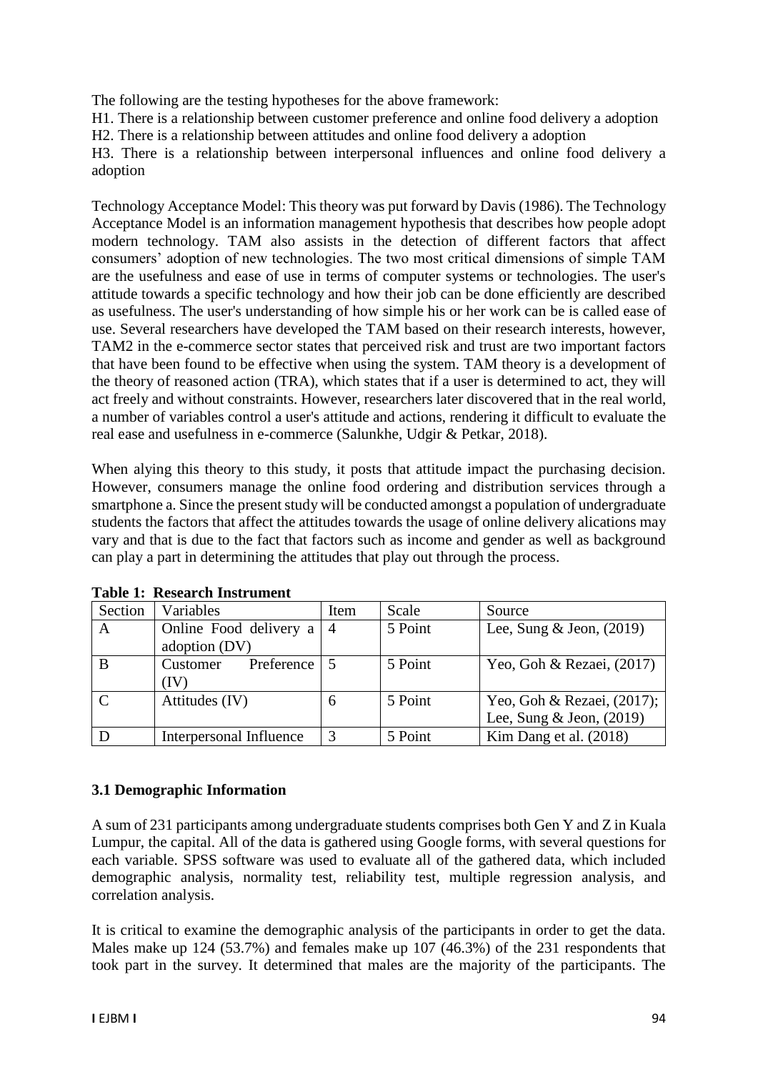The following are the testing hypotheses for the above framework:

H1. There is a relationship between customer preference and online food delivery a adoption

H2. There is a relationship between attitudes and online food delivery a adoption

H3. There is a relationship between interpersonal influences and online food delivery a adoption

Technology Acceptance Model: This theory was put forward by Davis (1986). The Technology Acceptance Model is an information management hypothesis that describes how people adopt modern technology. TAM also assists in the detection of different factors that affect consumers' adoption of new technologies. The two most critical dimensions of simple TAM are the usefulness and ease of use in terms of computer systems or technologies. The user's attitude towards a specific technology and how their job can be done efficiently are described as usefulness. The user's understanding of how simple his or her work can be is called ease of use. Several researchers have developed the TAM based on their research interests, however, TAM2 in the e-commerce sector states that perceived risk and trust are two important factors that have been found to be effective when using the system. TAM theory is a development of the theory of reasoned action (TRA), which states that if a user is determined to act, they will act freely and without constraints. However, researchers later discovered that in the real world, a number of variables control a user's attitude and actions, rendering it difficult to evaluate the real ease and usefulness in e-commerce (Salunkhe, Udgir & Petkar, 2018).

When alying this theory to this study, it posts that attitude impact the purchasing decision. However, consumers manage the online food ordering and distribution services through a smartphone a. Since the present study will be conducted amongst a population of undergraduate students the factors that affect the attitudes towards the usage of online delivery alications may vary and that is due to the fact that factors such as income and gender as well as background can play a part in determining the attitudes that play out through the process.

**Table 1: Research Instrument**

| Section | Variables | Item | Scale | Source |
|---|---|---|---|---|
| A | Online Food delivery a adoption (DV) | 4 | 5 Point | Lee, Sung & Jeon, (2019) |
| B | Customer Preference (IV) | 5 | 5 Point | Yeo, Goh & Rezaei, (2017) |
| C | Attitudes (IV) | 6 | 5 Point | Yeo, Goh & Rezaei, (2017); Lee, Sung & Jeon, (2019) |
| D | Interpersonal Influence | 3 | 5 Point | Kim Dang et al. (2018) |

### 3.1 Demographic Information

A sum of 231 participants among undergraduate students comprises both Gen Y and Z in Kuala Lumpur, the capital. All of the data is gathered using Google forms, with several questions for each variable. SPSS software was used to evaluate all of the gathered data, which included demographic analysis, normality test, reliability test, multiple regression analysis, and correlation analysis.

It is critical to examine the demographic analysis of the participants in order to get the data. Males make up 124 (53.7%) and females make up 107 (46.3%) of the 231 respondents that took part in the survey. It determined that males are the majority of the participants. The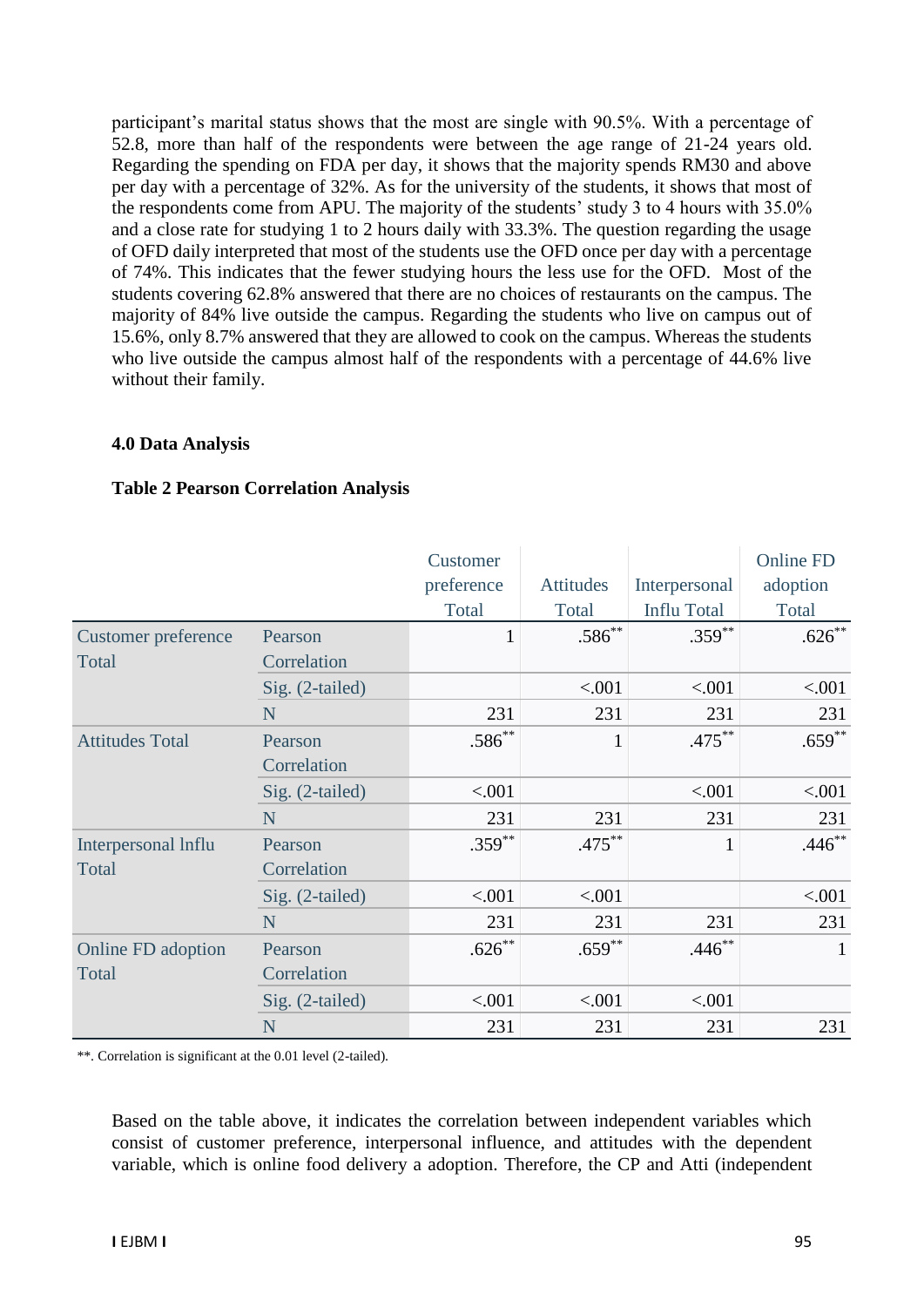participant's marital status shows that the most are single with 90.5%. With a percentage of 52.8, more than half of the respondents were between the age range of 21-24 years old. Regarding the spending on FDA per day, it shows that the majority spends RM30 and above per day with a percentage of 32%. As for the university of the students, it shows that most of the respondents come from APU. The majority of the students' study 3 to 4 hours with 35.0% and a close rate for studying 1 to 2 hours daily with 33.3%. The question regarding the usage of OFD daily interpreted that most of the students use the OFD once per day with a percentage of 74%. This indicates that the fewer studying hours the less use for the OFD. Most of the students covering 62.8% answered that there are no choices of restaurants on the campus. The majority of 84% live outside the campus. Regarding the students who live on campus out of 15.6%, only 8.7% answered that they are allowed to cook on the campus. Whereas the students who live outside the campus almost half of the respondents with a percentage of 44.6% live without their family.

## 4.0 Data Analysis

**Table 2 Pearson Correlation Analysis**

| | | Customer preference Total | Attitudes Total | Interpersonal Influ Total | Online FD adoption Total |
|---|---|---|---|---|---|
| Customer preference Total | Pearson Correlation | 1 | .586** | .359** | .626** |
| | Sig. (2-tailed) | | <.001 | <.001 | <.001 |
| | N | 231 | 231 | 231 | 231 |
| Attitudes Total | Pearson Correlation | .586** | 1 | .475** | .659** |
| | Sig. (2-tailed) | <.001 | | <.001 | <.001 |
| | N | 231 | 231 | 231 | 231 |
| Interpersonal Influ Total | Pearson Correlation | .359** | .475** | 1 | .446** |
| | Sig. (2-tailed) | <.001 | <.001 | | <.001 |
| | N | 231 | 231 | 231 | 231 |
| Online FD adoption Total | Pearson Correlation | .626** | .659** | .446** | 1 |
| | Sig. (2-tailed) | <.001 | <.001 | <.001 | |
| | N | 231 | 231 | 231 | 231 |

**. Correlation is significant at the 0.01 level (2-tailed).

Based on the table above, it indicates the correlation between independent variables which consist of customer preference, interpersonal influence, and attitudes with the dependent variable, which is online food delivery a adoption. Therefore, the CP and Atti (independent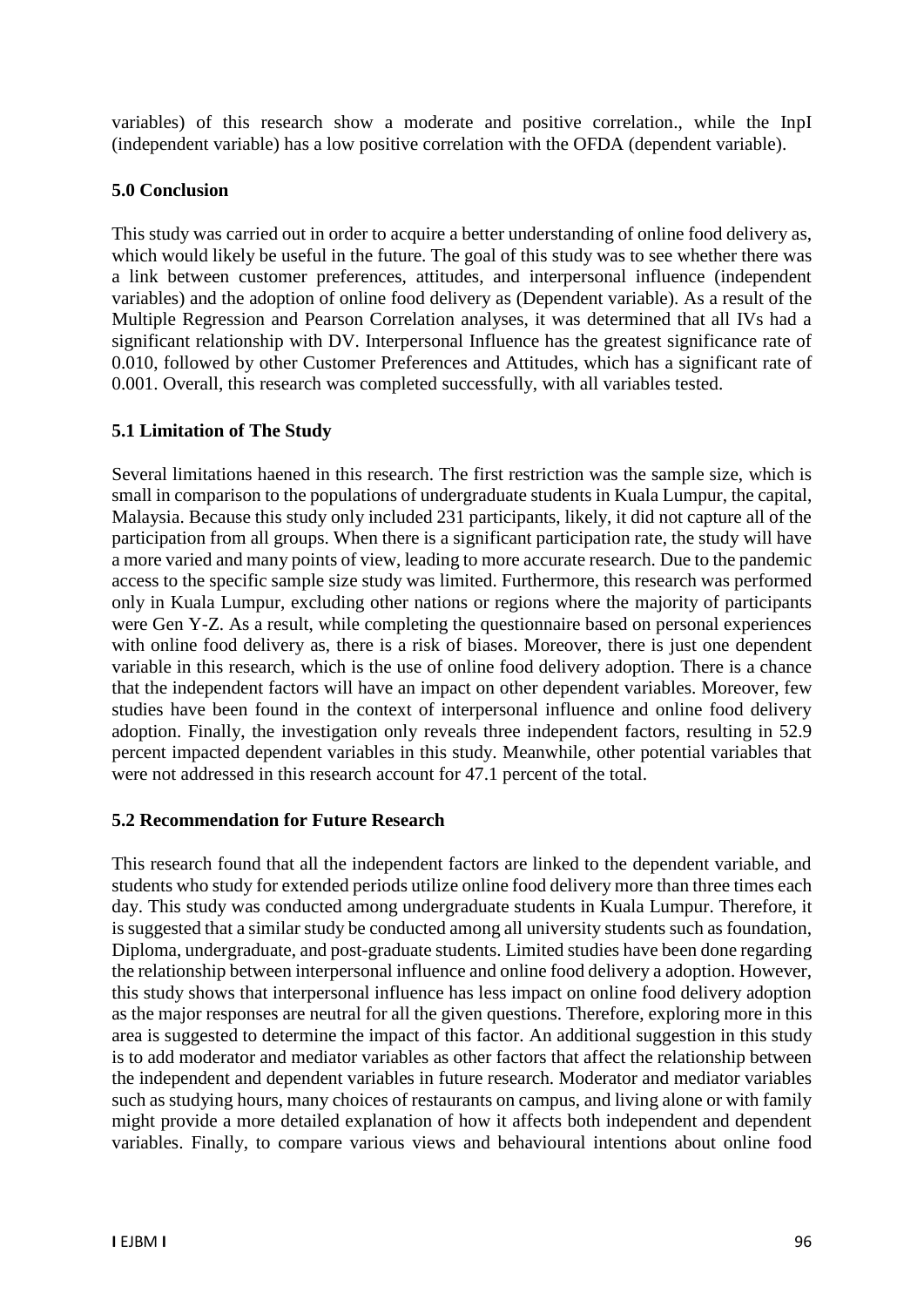variables) of this research show a moderate and positive correlation., while the InpI (independent variable) has a low positive correlation with the OFDA (dependent variable).

## 5.0 Conclusion

This study was carried out in order to acquire a better understanding of online food delivery as, which would likely be useful in the future. The goal of this study was to see whether there was a link between customer preferences, attitudes, and interpersonal influence (independent variables) and the adoption of online food delivery as (Dependent variable). As a result of the Multiple Regression and Pearson Correlation analyses, it was determined that all IVs had a significant relationship with DV. Interpersonal Influence has the greatest significance rate of 0.010, followed by other Customer Preferences and Attitudes, which has a significant rate of 0.001. Overall, this research was completed successfully, with all variables tested.

### 5.1 Limitation of The Study

Several limitations haened in this research. The first restriction was the sample size, which is small in comparison to the populations of undergraduate students in Kuala Lumpur, the capital, Malaysia. Because this study only included 231 participants, likely, it did not capture all of the participation from all groups. When there is a significant participation rate, the study will have a more varied and many points of view, leading to more accurate research. Due to the pandemic access to the specific sample size study was limited. Furthermore, this research was performed only in Kuala Lumpur, excluding other nations or regions where the majority of participants were Gen Y-Z. As a result, while completing the questionnaire based on personal experiences with online food delivery as, there is a risk of biases. Moreover, there is just one dependent variable in this research, which is the use of online food delivery adoption. There is a chance that the independent factors will have an impact on other dependent variables. Moreover, few studies have been found in the context of interpersonal influence and online food delivery adoption. Finally, the investigation only reveals three independent factors, resulting in 52.9 percent impacted dependent variables in this study. Meanwhile, other potential variables that were not addressed in this research account for 47.1 percent of the total.

### 5.2 Recommendation for Future Research

This research found that all the independent factors are linked to the dependent variable, and students who study for extended periods utilize online food delivery more than three times each day. This study was conducted among undergraduate students in Kuala Lumpur. Therefore, it is suggested that a similar study be conducted among all university students such as foundation, Diploma, undergraduate, and post-graduate students. Limited studies have been done regarding the relationship between interpersonal influence and online food delivery a adoption. However, this study shows that interpersonal influence has less impact on online food delivery adoption as the major responses are neutral for all the given questions. Therefore, exploring more in this area is suggested to determine the impact of this factor. An additional suggestion in this study is to add moderator and mediator variables as other factors that affect the relationship between the independent and dependent variables in future research. Moderator and mediator variables such as studying hours, many choices of restaurants on campus, and living alone or with family might provide a more detailed explanation of how it affects both independent and dependent variables. Finally, to compare various views and behavioural intentions about online food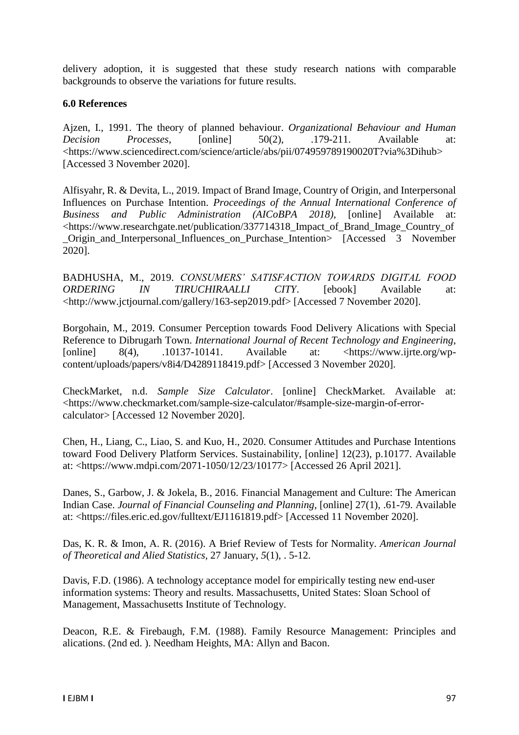delivery adoption, it is suggested that these study research nations with comparable backgrounds to observe the variations for future results.

## 6.0 References

Ajzen, I., 1991. The theory of planned behaviour. *Organizational Behaviour and Human Decision Processes*, [online] 50(2), .179-211. Available at: <https://www.sciencedirect.com/science/article/abs/pii/074959789190020T?via%3Dihub> [Accessed 3 November 2020].

Alfisyahr, R. & Devita, L., 2019. Impact of Brand Image, Country of Origin, and Interpersonal Influences on Purchase Intention. *Proceedings of the Annual International Conference of Business and Public Administration (AICoBPA 2018)*, [online] Available at: <https://www.researchgate.net/publication/337714318_Impact_of_Brand_Image_Country_of_Origin_and_Interpersonal_Influences_on_Purchase_Intention> [Accessed 3 November 2020].

BADHUSHA, M., 2019. *CONSUMERS' SATISFACTION TOWARDS DIGITAL FOOD ORDERING IN TIRUCHIRAALLI CITY*. [ebook] Available at: <http://www.jctjournal.com/gallery/163-sep2019.pdf> [Accessed 7 November 2020].

Borgohain, M., 2019. Consumer Perception towards Food Delivery Alications with Special Reference to Dibrugarh Town. *International Journal of Recent Technology and Engineering*, [online] 8(4), .10137-10141. Available at: <https://www.ijrte.org/wp-content/uploads/papers/v8i4/D4289118419.pdf> [Accessed 3 November 2020].

CheckMarket, n.d. *Sample Size Calculator*. [online] CheckMarket. Available at: <https://www.checkmarket.com/sample-size-calculator/#sample-size-margin-of-error-calculator> [Accessed 12 November 2020].

Chen, H., Liang, C., Liao, S. and Kuo, H., 2020. Consumer Attitudes and Purchase Intentions toward Food Delivery Platform Services. Sustainability, [online] 12(23), p.10177. Available at: <https://www.mdpi.com/2071-1050/12/23/10177> [Accessed 26 April 2021].

Danes, S., Garbow, J. & Jokela, B., 2016. Financial Management and Culture: The American Indian Case. *Journal of Financial Counseling and Planning*, [online] 27(1), .61-79. Available at: <https://files.eric.ed.gov/fulltext/EJ1161819.pdf> [Accessed 11 November 2020].

Das, K. R. & Imon, A. R. (2016). A Brief Review of Tests for Normality. *American Journal of Theoretical and Alied Statistics*, 27 January, *5*(1), . 5-12.

Davis, F.D. (1986). A technology acceptance model for empirically testing new end-user information systems: Theory and results. Massachusetts, United States: Sloan School of Management, Massachusetts Institute of Technology.

Deacon, R.E. & Firebaugh, F.M. (1988). Family Resource Management: Principles and alications. (2nd ed. ). Needham Heights, MA: Allyn and Bacon.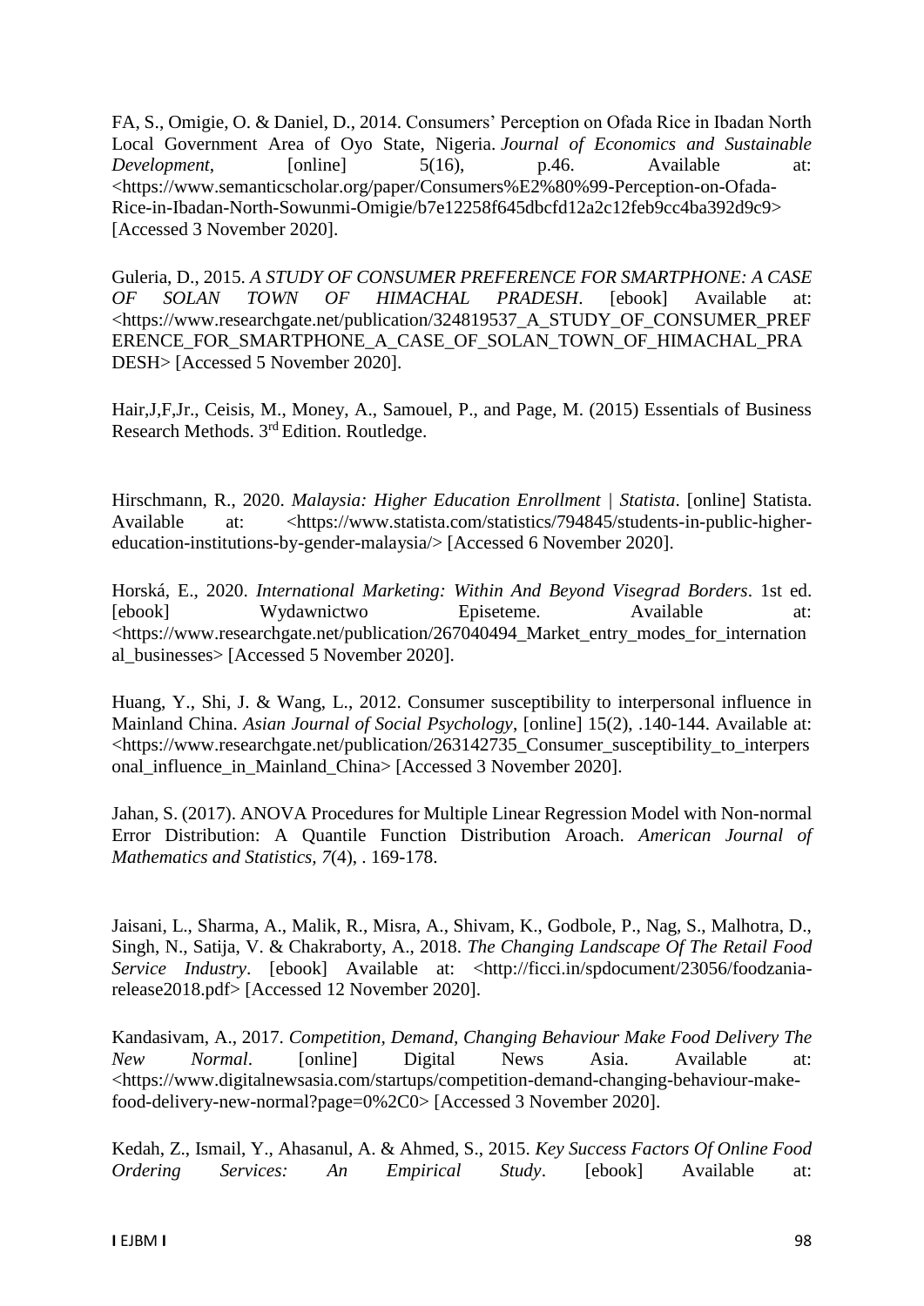FA, S., Omigie, O. & Daniel, D., 2014. Consumers' Perception on Ofada Rice in Ibadan North Local Government Area of Oyo State, Nigeria. *Journal of Economics and Sustainable Development*, [online] 5(16), p.46. Available at: <https://www.semanticscholar.org/paper/Consumers%E2%80%99-Perception-on-Ofada-Rice-in-Ibadan-North-Sowunmi-Omigie/b7e12258f645dbcfd12a2c12feb9cc4ba392d9c9> [Accessed 3 November 2020].

Guleria, D., 2015. *A STUDY OF CONSUMER PREFERENCE FOR SMARTPHONE: A CASE OF SOLAN TOWN OF HIMACHAL PRADESH*. [ebook] Available at: <https://www.researchgate.net/publication/324819537_A_STUDY_OF_CONSUMER_PREFERENCE_FOR_SMARTPHONE_A_CASE_OF_SOLAN_TOWN_OF_HIMACHAL_PRADESH> [Accessed 5 November 2020].

Hair,J,F,Jr., Ceisis, M., Money, A., Samouel, P., and Page, M. (2015) Essentials of Business Research Methods. 3rd Edition. Routledge.

Hirschmann, R., 2020. *Malaysia: Higher Education Enrollment | Statista*. [online] Statista. Available at: <https://www.statista.com/statistics/794845/students-in-public-higher-education-institutions-by-gender-malaysia/> [Accessed 6 November 2020].

Horská, E., 2020. *International Marketing: Within And Beyond Visegrad Borders*. 1st ed. [ebook] Wydawnictwo Episeteme. Available at: <https://www.researchgate.net/publication/267040494_Market_entry_modes_for_international_businesses> [Accessed 5 November 2020].

Huang, Y., Shi, J. & Wang, L., 2012. Consumer susceptibility to interpersonal influence in Mainland China. *Asian Journal of Social Psychology*, [online] 15(2), .140-144. Available at: <https://www.researchgate.net/publication/263142735_Consumer_susceptibility_to_interpersonal_influence_in_Mainland_China> [Accessed 3 November 2020].

Jahan, S. (2017). ANOVA Procedures for Multiple Linear Regression Model with Non-normal Error Distribution: A Quantile Function Distribution Aroach. *American Journal of Mathematics and Statistics, 7*(4), . 169-178.

Jaisani, L., Sharma, A., Malik, R., Misra, A., Shivam, K., Godbole, P., Nag, S., Malhotra, D., Singh, N., Satija, V. & Chakraborty, A., 2018. *The Changing Landscape Of The Retail Food Service Industry*. [ebook] Available at: <http://ficci.in/spdocument/23056/foodzania-release2018.pdf> [Accessed 12 November 2020].

Kandasivam, A., 2017. *Competition, Demand, Changing Behaviour Make Food Delivery The New Normal*. [online] Digital News Asia. Available at: <https://www.digitalnewsasia.com/startups/competition-demand-changing-behaviour-make-food-delivery-new-normal?page=0%2C0> [Accessed 3 November 2020].

Kedah, Z., Ismail, Y., Ahasanul, A. & Ahmed, S., 2015. *Key Success Factors Of Online Food Ordering Services: An Empirical Study*. [ebook] Available at: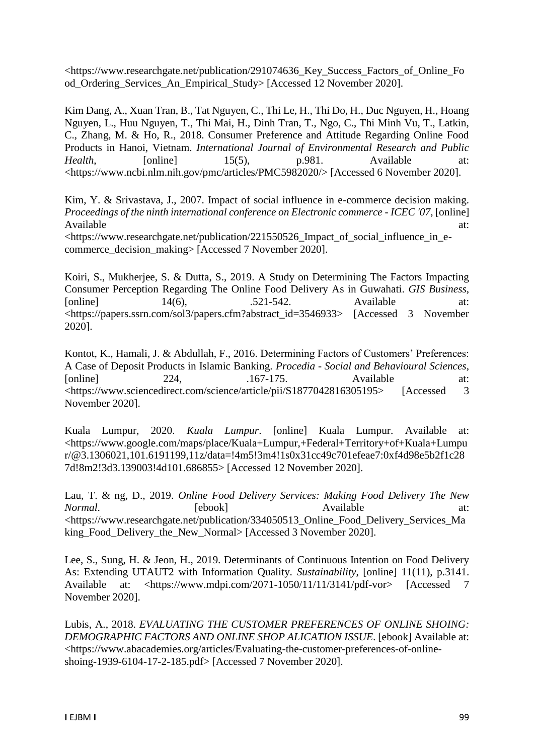<https://www.researchgate.net/publication/291074636_Key_Success_Factors_of_Online_Food_Ordering_Services_An_Empirical_Study> [Accessed 12 November 2020].

Kim Dang, A., Xuan Tran, B., Tat Nguyen, C., Thi Le, H., Thi Do, H., Duc Nguyen, H., Hoang Nguyen, L., Huu Nguyen, T., Thi Mai, H., Dinh Tran, T., Ngo, C., Thi Minh Vu, T., Latkin, C., Zhang, M. & Ho, R., 2018. Consumer Preference and Attitude Regarding Online Food Products in Hanoi, Vietnam. *International Journal of Environmental Research and Public Health*, [online] 15(5), p.981. Available at: <https://www.ncbi.nlm.nih.gov/pmc/articles/PMC5982020/> [Accessed 6 November 2020].

Kim, Y. & Srivastava, J., 2007. Impact of social influence in e-commerce decision making. *Proceedings of the ninth international conference on Electronic commerce - ICEC '07*, [online] Available at: <https://www.researchgate.net/publication/221550526_Impact_of_social_influence_in_e-commerce_decision_making> [Accessed 7 November 2020].

Koiri, S., Mukherjee, S. & Dutta, S., 2019. A Study on Determining The Factors Impacting Consumer Perception Regarding The Online Food Delivery As in Guwahati. *GIS Business*, [online] 14(6), .521-542. Available at: <https://papers.ssrn.com/sol3/papers.cfm?abstract_id=3546933> [Accessed 3 November 2020].

Kontot, K., Hamali, J. & Abdullah, F., 2016. Determining Factors of Customers' Preferences: A Case of Deposit Products in Islamic Banking. *Procedia - Social and Behavioural Sciences*, [online] 224, .167-175. Available at: <https://www.sciencedirect.com/science/article/pii/S1877042816305195> [Accessed 3 November 2020].

Kuala Lumpur, 2020. *Kuala Lumpur*. [online] Kuala Lumpur. Available at: <https://www.google.com/maps/place/Kuala+Lumpur,+Federal+Territory+of+Kuala+Lumpur/@3.1306021,101.6191199,11z/data=!4m5!3m4!1s0x31cc49c701efeae7:0xf4d98e5b2f1c287d!8m2!3d3.139003!4d101.686855> [Accessed 12 November 2020].

Lau, T. & ng, D., 2019. *Online Food Delivery Services: Making Food Delivery The New Normal*. [ebook] Available at: <https://www.researchgate.net/publication/334050513_Online_Food_Delivery_Services_Making_Food_Delivery_the_New_Normal> [Accessed 3 November 2020].

Lee, S., Sung, H. & Jeon, H., 2019. Determinants of Continuous Intention on Food Delivery As: Extending UTAUT2 with Information Quality. *Sustainability*, [online] 11(11), p.3141. Available at: <https://www.mdpi.com/2071-1050/11/11/3141/pdf-vor> [Accessed 7 November 2020].

Lubis, A., 2018. *EVALUATING THE CUSTOMER PREFERENCES OF ONLINE SHOING: DEMOGRAPHIC FACTORS AND ONLINE SHOP ALICATION ISSUE*. [ebook] Available at: <https://www.abacademies.org/articles/Evaluating-the-customer-preferences-of-online-shoing-1939-6104-17-2-185.pdf> [Accessed 7 November 2020].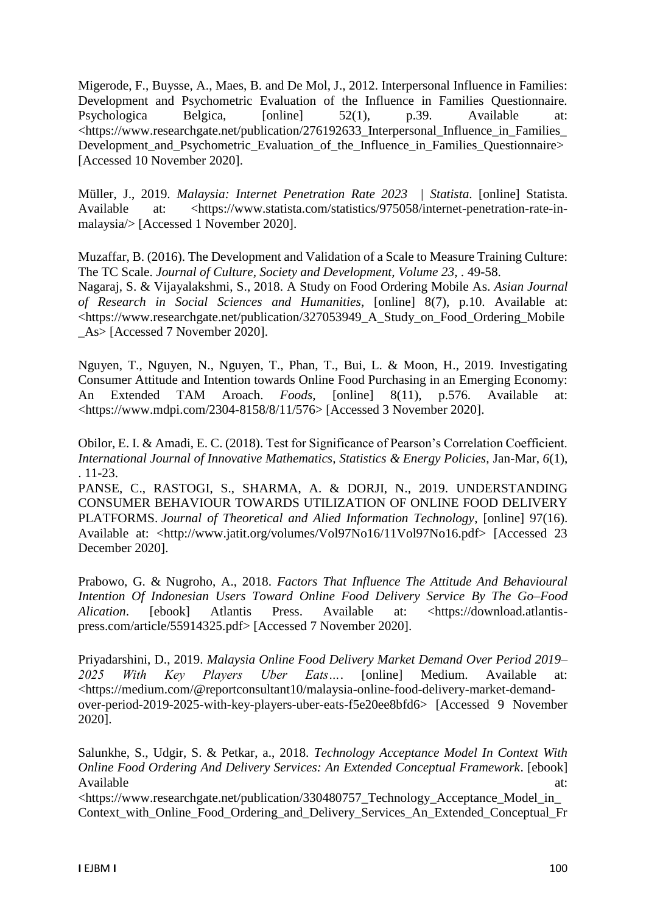Migerode, F., Buysse, A., Maes, B. and De Mol, J., 2012. Interpersonal Influence in Families: Development and Psychometric Evaluation of the Influence in Families Questionnaire. Psychologica Belgica, [online] 52(1), p.39. Available at: <https://www.researchgate.net/publication/276192633_Interpersonal_Influence_in_Families_Development_and_Psychometric_Evaluation_of_the_Influence_in_Families_Questionnaire> [Accessed 10 November 2020].

Müller, J., 2019. *Malaysia: Internet Penetration Rate 2023 | Statista*. [online] Statista. Available at: <https://www.statista.com/statistics/975058/internet-penetration-rate-in-malaysia/> [Accessed 1 November 2020].

Muzaffar, B. (2016). The Development and Validation of a Scale to Measure Training Culture: The TC Scale. *Journal of Culture, Society and Development, Volume 23*, . 49-58.

Nagaraj, S. & Vijayalakshmi, S., 2018. A Study on Food Ordering Mobile As. *Asian Journal of Research in Social Sciences and Humanities*, [online] 8(7), p.10. Available at: <https://www.researchgate.net/publication/327053949_A_Study_on_Food_Ordering_Mobile_As> [Accessed 7 November 2020].

Nguyen, T., Nguyen, N., Nguyen, T., Phan, T., Bui, L. & Moon, H., 2019. Investigating Consumer Attitude and Intention towards Online Food Purchasing in an Emerging Economy: An Extended TAM Aroach. *Foods*, [online] 8(11), p.576. Available at: <https://www.mdpi.com/2304-8158/8/11/576> [Accessed 3 November 2020].

Obilor, E. I. & Amadi, E. C. (2018). Test for Significance of Pearson's Correlation Coefficient. *International Journal of Innovative Mathematics, Statistics & Energy Policies*, Jan-Mar, *6*(1), . 11-23.

PANSE, C., RASTOGI, S., SHARMA, A. & DORJI, N., 2019. UNDERSTANDING CONSUMER BEHAVIOUR TOWARDS UTILIZATION OF ONLINE FOOD DELIVERY PLATFORMS. *Journal of Theoretical and Alied Information Technology*, [online] 97(16). Available at: <http://www.jatit.org/volumes/Vol97No16/11Vol97No16.pdf> [Accessed 23 December 2020].

Prabowo, G. & Nugroho, A., 2018. *Factors That Influence The Attitude And Behavioural Intention Of Indonesian Users Toward Online Food Delivery Service By The Go–Food Alication*. [ebook] Atlantis Press. Available at: <https://download.atlantis-press.com/article/55914325.pdf> [Accessed 7 November 2020].

Priyadarshini, D., 2019. *Malaysia Online Food Delivery Market Demand Over Period 2019–2025 With Key Players Uber Eats…*. [online] Medium. Available at: <https://medium.com/@reportconsultant10/malaysia-online-food-delivery-market-demand-over-period-2019-2025-with-key-players-uber-eats-f5e20ee8bfd6> [Accessed 9 November 2020].

Salunkhe, S., Udgir, S. & Petkar, a., 2018. *Technology Acceptance Model In Context With Online Food Ordering And Delivery Services: An Extended Conceptual Framework*. [ebook] Available at: <https://www.researchgate.net/publication/330480757_Technology_Acceptance_Model_in_Context_with_Online_Food_Ordering_and_Delivery_Services_An_Extended_Conceptual_Fr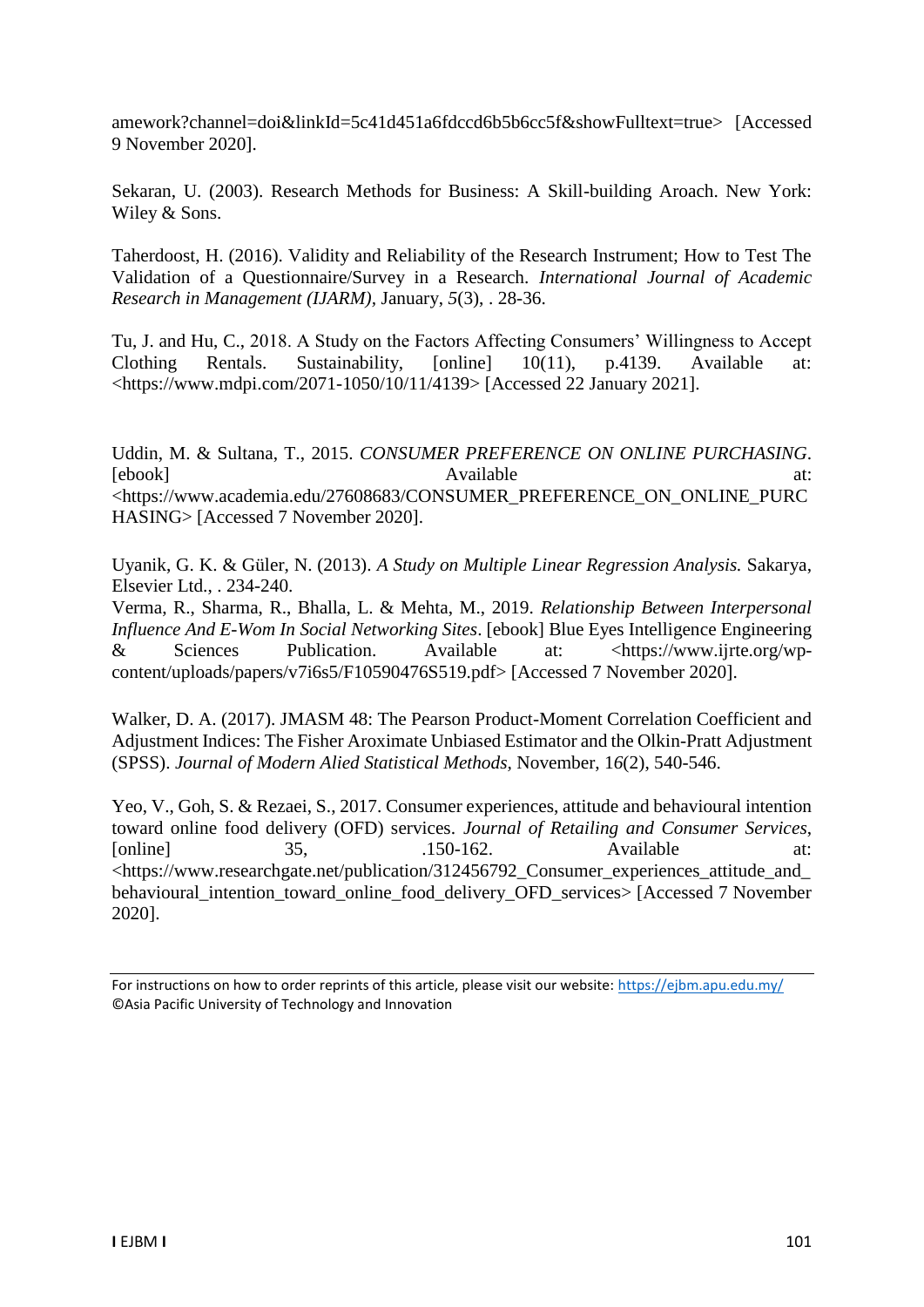amework?channel=doi&linkId=5c41d451a6fdccd6b5b6cc5f&showFulltext=true> [Accessed 9 November 2020].

Sekaran, U. (2003). Research Methods for Business: A Skill-building Aroach. New York: Wiley & Sons.

Taherdoost, H. (2016). Validity and Reliability of the Research Instrument; How to Test The Validation of a Questionnaire/Survey in a Research. *International Journal of Academic Research in Management (IJARM)*, January, *5*(3), . 28-36.

Tu, J. and Hu, C., 2018. A Study on the Factors Affecting Consumers' Willingness to Accept Clothing Rentals. Sustainability, [online] 10(11), p.4139. Available at: <https://www.mdpi.com/2071-1050/10/11/4139> [Accessed 22 January 2021].

Uddin, M. & Sultana, T., 2015. *CONSUMER PREFERENCE ON ONLINE PURCHASING*. [ebook] Available at: <https://www.academia.edu/27608683/CONSUMER_PREFERENCE_ON_ONLINE_PURCHASING> [Accessed 7 November 2020].

Uyanik, G. K. & Güler, N. (2013). *A Study on Multiple Linear Regression Analysis.* Sakarya, Elsevier Ltd., . 234-240.

Verma, R., Sharma, R., Bhalla, L. & Mehta, M., 2019. *Relationship Between Interpersonal Influence And E-Wom In Social Networking Sites*. [ebook] Blue Eyes Intelligence Engineering & Sciences Publication. Available at: <https://www.ijrte.org/wp-content/uploads/papers/v7i6s5/F10590476S519.pdf> [Accessed 7 November 2020].

Walker, D. A. (2017). JMASM 48: The Pearson Product-Moment Correlation Coefficient and Adjustment Indices: The Fisher Aroximate Unbiased Estimator and the Olkin-Pratt Adjustment (SPSS). *Journal of Modern Alied Statistical Methods*, November, 16(2), 540-546.

Yeo, V., Goh, S. & Rezaei, S., 2017. Consumer experiences, attitude and behavioural intention toward online food delivery (OFD) services. *Journal of Retailing and Consumer Services*, [online] 35, .150-162. Available at: <https://www.researchgate.net/publication/312456792_Consumer_experiences_attitude_and_behavioural_intention_toward_online_food_delivery_OFD_services> [Accessed 7 November 2020].

For instructions on how to order reprints of this article, please visit our website: https://ejbm.apu.edu.my/
©Asia Pacific University of Technology and Innovation